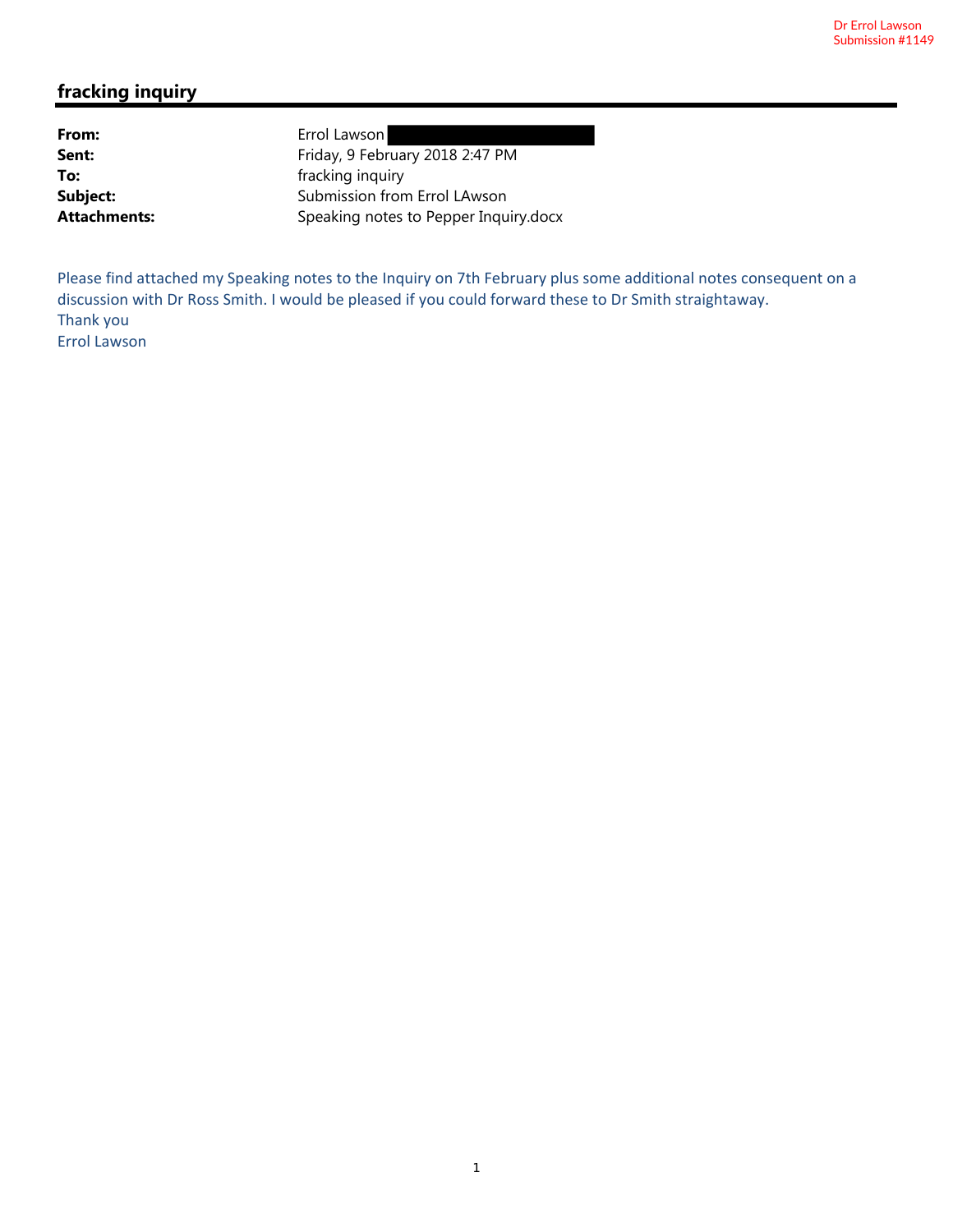Dr Errol Lawson
Submission #1149

## fracking inquiry

**From:** Errol Lawson
**Sent:** Friday, 9 February 2018 2:47 PM
**To:** fracking inquiry
**Subject:** Submission from Errol LAwson
**Attachments:** Speaking notes to Pepper Inquiry.docx

Please find attached my Speaking notes to the Inquiry on 7th February plus some additional notes consequent on a discussion with Dr Ross Smith. I would be pleased if you could forward these to Dr Smith straightaway.
Thank you
Errol Lawson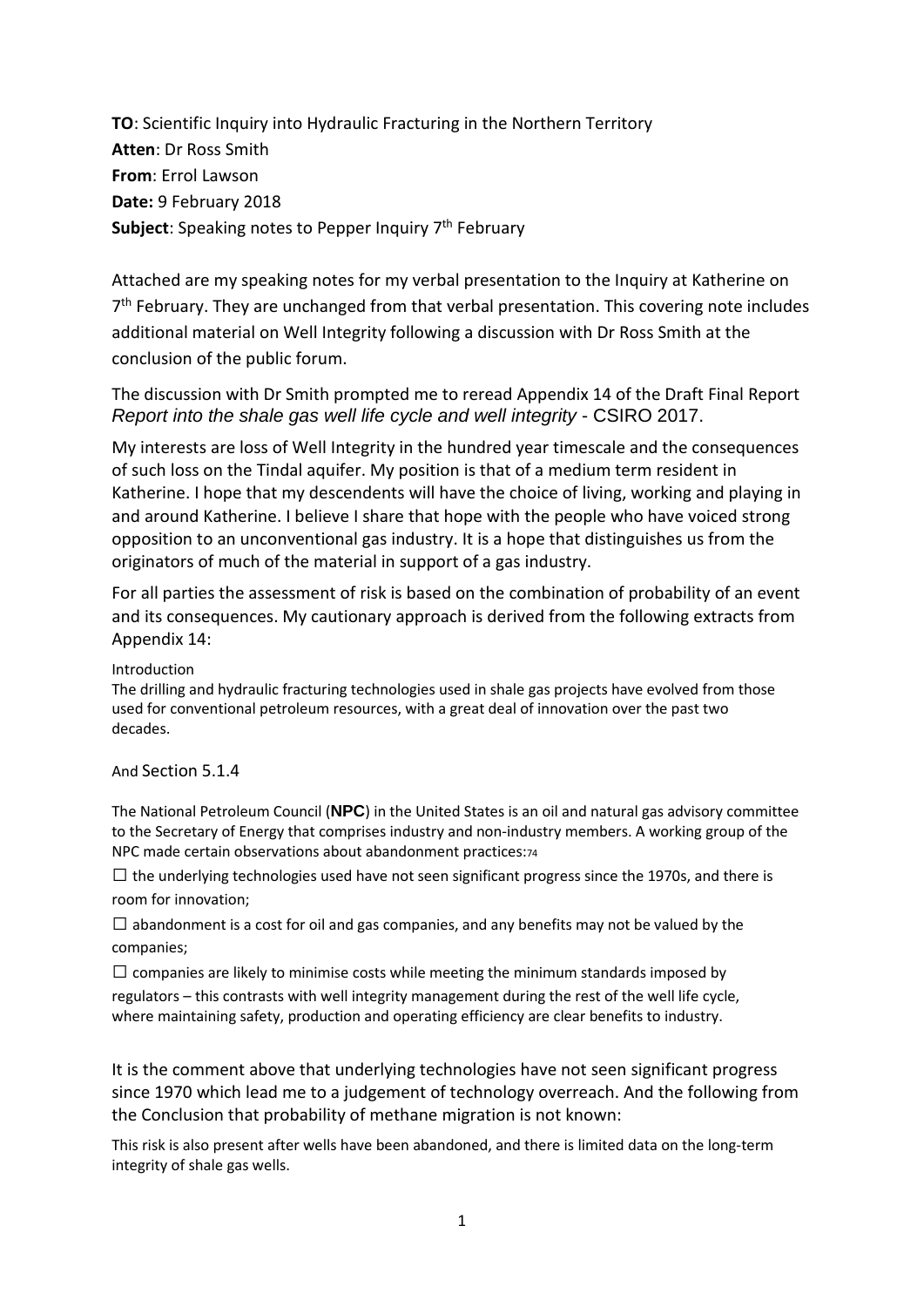**TO**: Scientific Inquiry into Hydraulic Fracturing in the Northern Territory
**Atten**: Dr Ross Smith
**From**: Errol Lawson
**Date:** 9 February 2018
**Subject**: Speaking notes to Pepper Inquiry 7th February

Attached are my speaking notes for my verbal presentation to the Inquiry at Katherine on 7th February. They are unchanged from that verbal presentation. This covering note includes additional material on Well Integrity following a discussion with Dr Ross Smith at the conclusion of the public forum.

The discussion with Dr Smith prompted me to reread Appendix 14 of the Draft Final Report *Report into the shale gas well life cycle and well integrity* - CSIRO 2017.

My interests are loss of Well Integrity in the hundred year timescale and the consequences of such loss on the Tindal aquifer. My position is that of a medium term resident in Katherine. I hope that my descendents will have the choice of living, working and playing in and around Katherine. I believe I share that hope with the people who have voiced strong opposition to an unconventional gas industry. It is a hope that distinguishes us from the originators of much of the material in support of a gas industry.

For all parties the assessment of risk is based on the combination of probability of an event and its consequences. My cautionary approach is derived from the following extracts from Appendix 14:

Introduction
The drilling and hydraulic fracturing technologies used in shale gas projects have evolved from those used for conventional petroleum resources, with a great deal of innovation over the past two decades.

And Section 5.1.4

The National Petroleum Council (**NPC**) in the United States is an oil and natural gas advisory committee to the Secretary of Energy that comprises industry and non-industry members. A working group of the NPC made certain observations about abandonment practices:[74]

- the underlying technologies used have not seen significant progress since the 1970s, and there is room for innovation;
- abandonment is a cost for oil and gas companies, and any benefits may not be valued by the companies;
- companies are likely to minimise costs while meeting the minimum standards imposed by regulators – this contrasts with well integrity management during the rest of the well life cycle, where maintaining safety, production and operating efficiency are clear benefits to industry.

It is the comment above that underlying technologies have not seen significant progress since 1970 which lead me to a judgement of technology overreach. And the following from the Conclusion that probability of methane migration is not known:

This risk is also present after wells have been abandoned, and there is limited data on the long-term integrity of shale gas wells.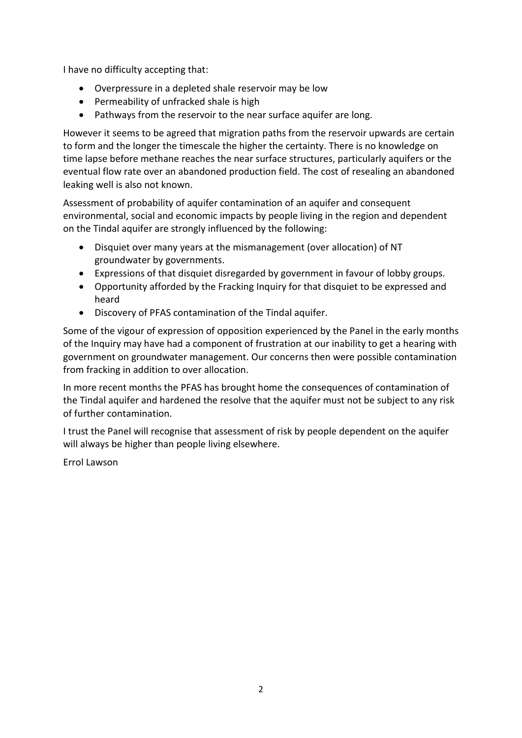I have no difficulty accepting that:

- Overpressure in a depleted shale reservoir may be low
- Permeability of unfracked shale is high
- Pathways from the reservoir to the near surface aquifer are long.

However it seems to be agreed that migration paths from the reservoir upwards are certain to form and the longer the timescale the higher the certainty. There is no knowledge on time lapse before methane reaches the near surface structures, particularly aquifers or the eventual flow rate over an abandoned production field. The cost of resealing an abandoned leaking well is also not known.

Assessment of probability of aquifer contamination of an aquifer and consequent environmental, social and economic impacts by people living in the region and dependent on the Tindal aquifer are strongly influenced by the following:

- Disquiet over many years at the mismanagement (over allocation) of NT groundwater by governments.
- Expressions of that disquiet disregarded by government in favour of lobby groups.
- Opportunity afforded by the Fracking Inquiry for that disquiet to be expressed and heard
- Discovery of PFAS contamination of the Tindal aquifer.

Some of the vigour of expression of opposition experienced by the Panel in the early months of the Inquiry may have had a component of frustration at our inability to get a hearing with government on groundwater management. Our concerns then were possible contamination from fracking in addition to over allocation.

In more recent months the PFAS has brought home the consequences of contamination of the Tindal aquifer and hardened the resolve that the aquifer must not be subject to any risk of further contamination.

I trust the Panel will recognise that assessment of risk by people dependent on the aquifer will always be higher than people living elsewhere.

Errol Lawson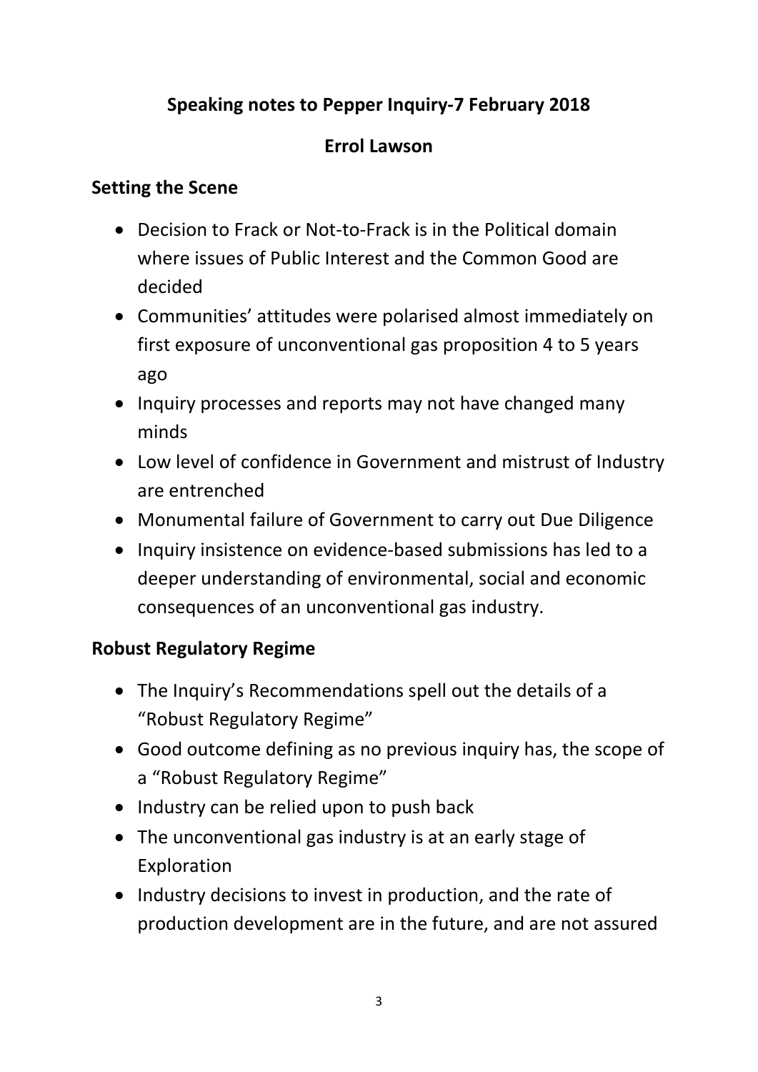# Speaking notes to Pepper Inquiry-7 February 2018

## Errol Lawson

### Setting the Scene

- Decision to Frack or Not-to-Frack is in the Political domain where issues of Public Interest and the Common Good are decided
- Communities' attitudes were polarised almost immediately on first exposure of unconventional gas proposition 4 to 5 years ago
- Inquiry processes and reports may not have changed many minds
- Low level of confidence in Government and mistrust of Industry are entrenched
- Monumental failure of Government to carry out Due Diligence
- Inquiry insistence on evidence-based submissions has led to a deeper understanding of environmental, social and economic consequences of an unconventional gas industry.

### Robust Regulatory Regime

- The Inquiry's Recommendations spell out the details of a "Robust Regulatory Regime"
- Good outcome defining as no previous inquiry has, the scope of a "Robust Regulatory Regime"
- Industry can be relied upon to push back
- The unconventional gas industry is at an early stage of Exploration
- Industry decisions to invest in production, and the rate of production development are in the future, and are not assured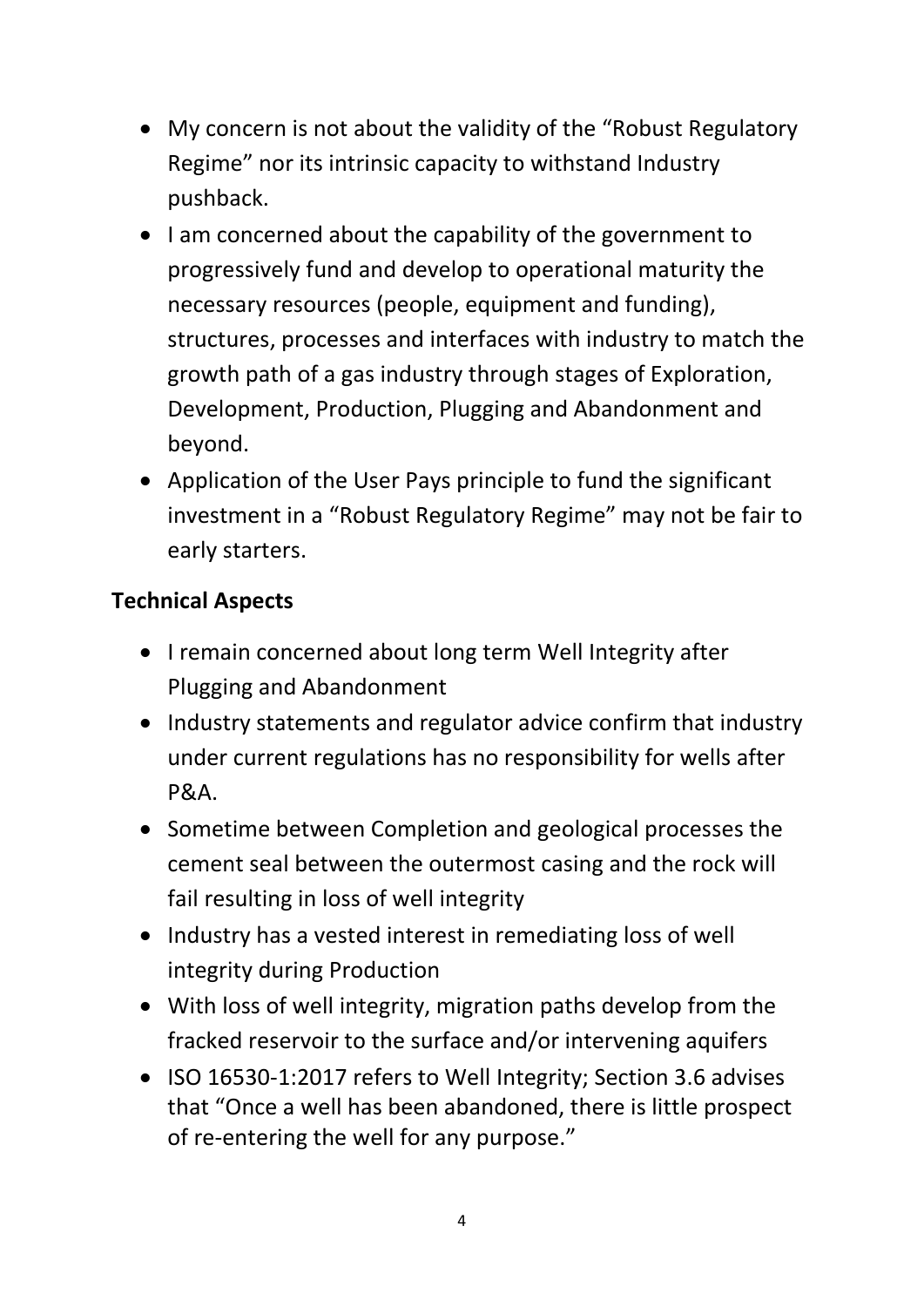- My concern is not about the validity of the "Robust Regulatory Regime" nor its intrinsic capacity to withstand Industry pushback.
- I am concerned about the capability of the government to progressively fund and develop to operational maturity the necessary resources (people, equipment and funding), structures, processes and interfaces with industry to match the growth path of a gas industry through stages of Exploration, Development, Production, Plugging and Abandonment and beyond.
- Application of the User Pays principle to fund the significant investment in a "Robust Regulatory Regime" may not be fair to early starters.

**Technical Aspects**

- I remain concerned about long term Well Integrity after Plugging and Abandonment
- Industry statements and regulator advice confirm that industry under current regulations has no responsibility for wells after P&A.
- Sometime between Completion and geological processes the cement seal between the outermost casing and the rock will fail resulting in loss of well integrity
- Industry has a vested interest in remediating loss of well integrity during Production
- With loss of well integrity, migration paths develop from the fracked reservoir to the surface and/or intervening aquifers
- ISO 16530-1:2017 refers to Well Integrity; Section 3.6 advises that "Once a well has been abandoned, there is little prospect of re-entering the well for any purpose."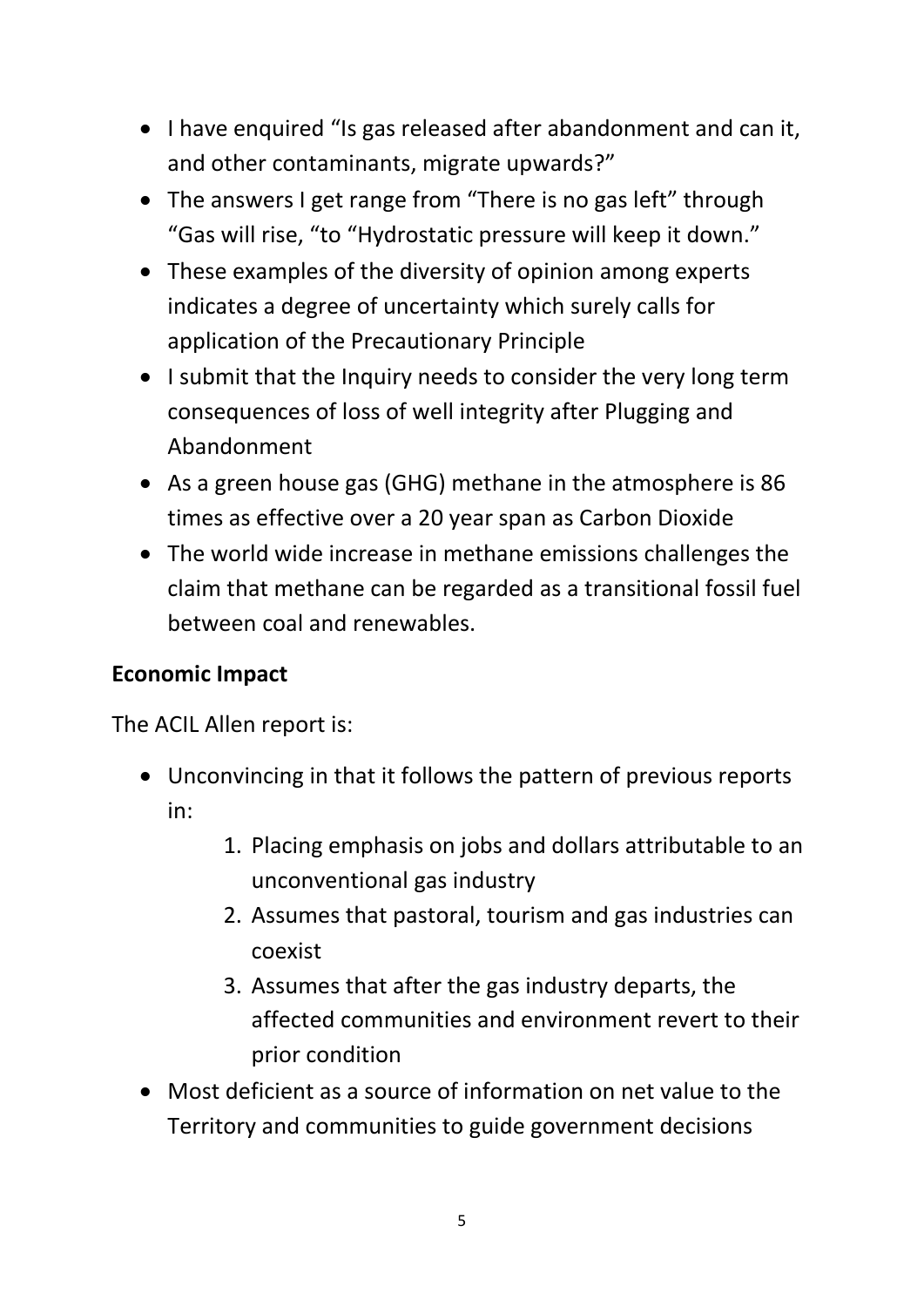- I have enquired "Is gas released after abandonment and can it, and other contaminants, migrate upwards?"
- The answers I get range from "There is no gas left" through "Gas will rise, "to "Hydrostatic pressure will keep it down."
- These examples of the diversity of opinion among experts indicates a degree of uncertainty which surely calls for application of the Precautionary Principle
- I submit that the Inquiry needs to consider the very long term consequences of loss of well integrity after Plugging and Abandonment
- As a green house gas (GHG) methane in the atmosphere is 86 times as effective over a 20 year span as Carbon Dioxide
- The world wide increase in methane emissions challenges the claim that methane can be regarded as a transitional fossil fuel between coal and renewables.

**Economic Impact**

The ACIL Allen report is:

- Unconvincing in that it follows the pattern of previous reports in:
    1. Placing emphasis on jobs and dollars attributable to an unconventional gas industry
    2. Assumes that pastoral, tourism and gas industries can coexist
    3. Assumes that after the gas industry departs, the affected communities and environment revert to their prior condition
- Most deficient as a source of information on net value to the Territory and communities to guide government decisions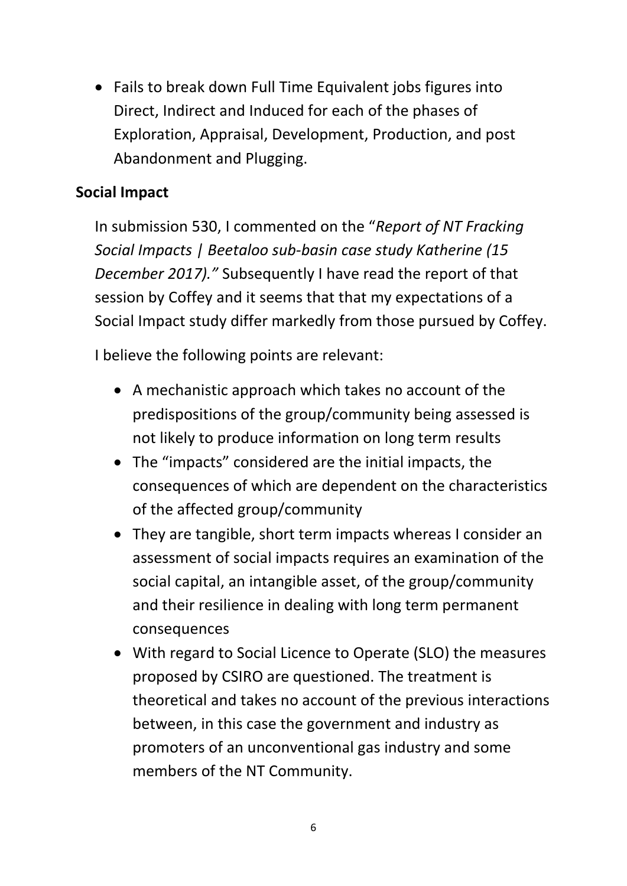- Fails to break down Full Time Equivalent jobs figures into Direct, Indirect and Induced for each of the phases of Exploration, Appraisal, Development, Production, and post Abandonment and Plugging.

## Social Impact

In submission 530, I commented on the "*Report of NT Fracking Social Impacts | Beetaloo sub-basin case study Katherine (15 December 2017).*" Subsequently I have read the report of that session by Coffey and it seems that that my expectations of a Social Impact study differ markedly from those pursued by Coffey.

I believe the following points are relevant:

- A mechanistic approach which takes no account of the predispositions of the group/community being assessed is not likely to produce information on long term results
- The "impacts" considered are the initial impacts, the consequences of which are dependent on the characteristics of the affected group/community
- They are tangible, short term impacts whereas I consider an assessment of social impacts requires an examination of the social capital, an intangible asset, of the group/community and their resilience in dealing with long term permanent consequences
- With regard to Social Licence to Operate (SLO) the measures proposed by CSIRO are questioned. The treatment is theoretical and takes no account of the previous interactions between, in this case the government and industry as promoters of an unconventional gas industry and some members of the NT Community.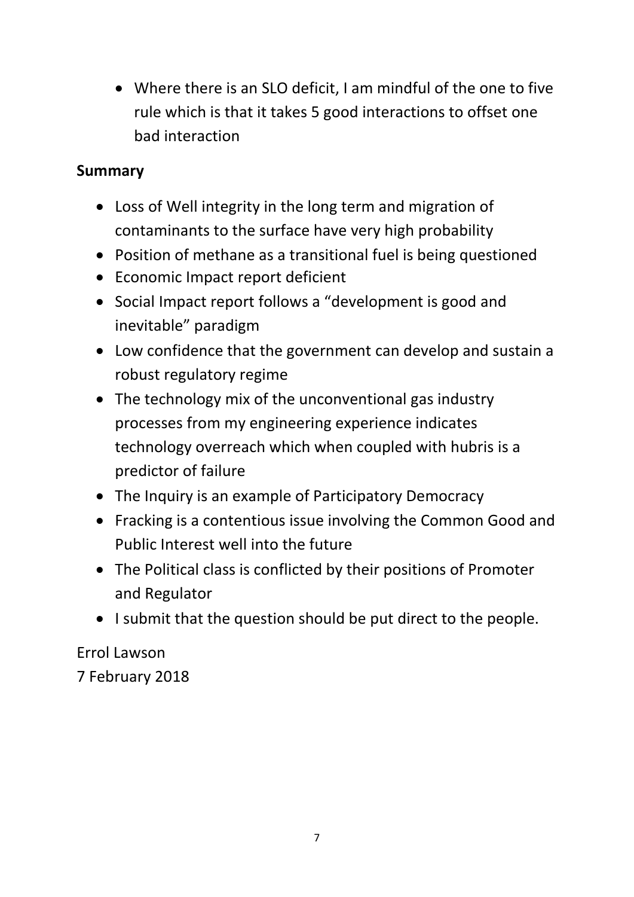- Where there is an SLO deficit, I am mindful of the one to five rule which is that it takes 5 good interactions to offset one bad interaction

**Summary**

- Loss of Well integrity in the long term and migration of contaminants to the surface have very high probability
- Position of methane as a transitional fuel is being questioned
- Economic Impact report deficient
- Social Impact report follows a "development is good and inevitable" paradigm
- Low confidence that the government can develop and sustain a robust regulatory regime
- The technology mix of the unconventional gas industry processes from my engineering experience indicates technology overreach which when coupled with hubris is a predictor of failure
- The Inquiry is an example of Participatory Democracy
- Fracking is a contentious issue involving the Common Good and Public Interest well into the future
- The Political class is conflicted by their positions of Promoter and Regulator
- I submit that the question should be put direct to the people.

Errol Lawson
7 February 2018